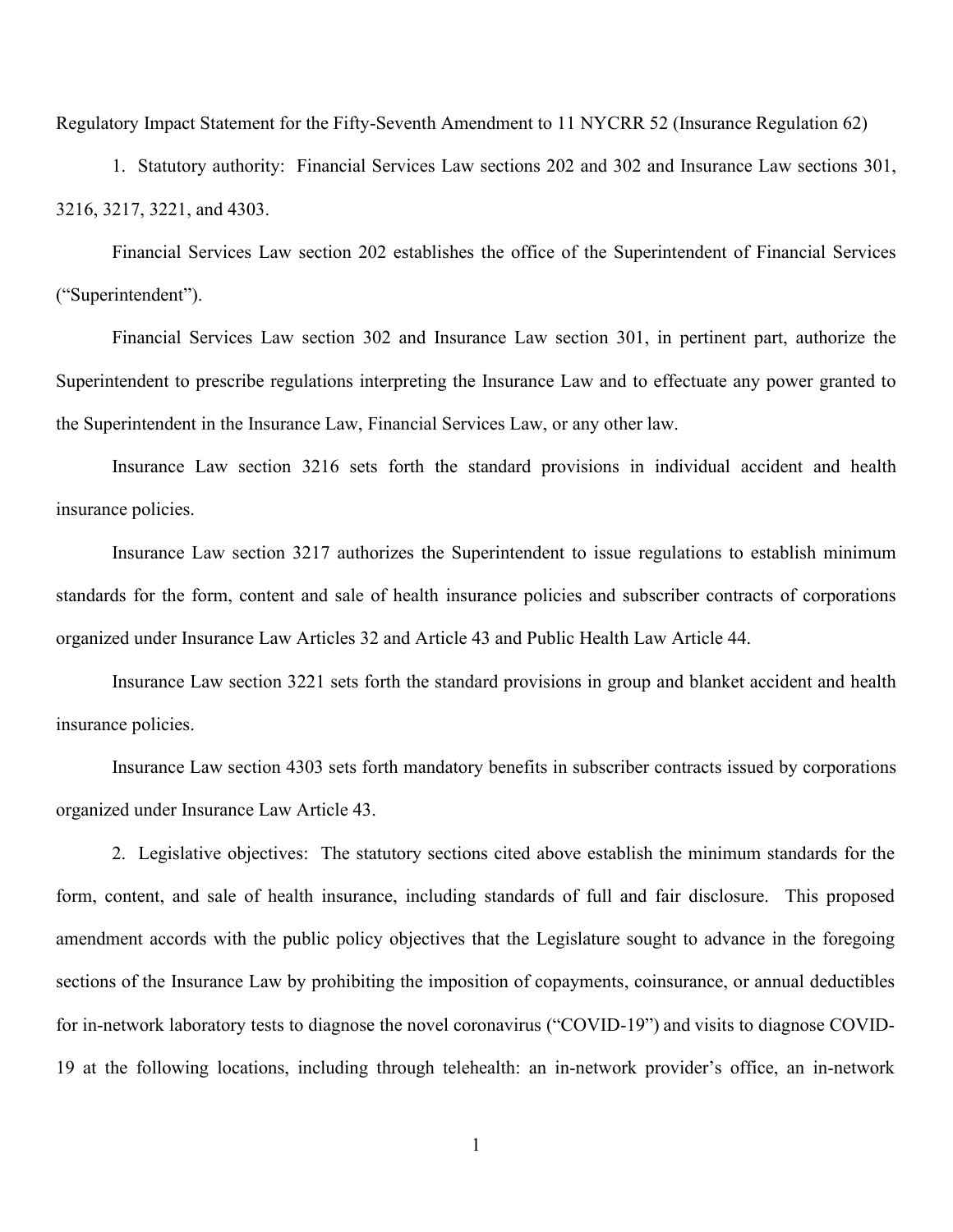Regulatory Impact Statement for the Fifty-Seventh Amendment to 11 NYCRR 52 (Insurance Regulation 62)

1. Statutory authority: Financial Services Law sections 202 and 302 and Insurance Law sections 301, 3216, 3217, 3221, and 4303.

Financial Services Law section 202 establishes the office of the Superintendent of Financial Services ("Superintendent").

Financial Services Law section 302 and Insurance Law section 301, in pertinent part, authorize the Superintendent to prescribe regulations interpreting the Insurance Law and to effectuate any power granted to the Superintendent in the Insurance Law, Financial Services Law, or any other law.

Insurance Law section 3216 sets forth the standard provisions in individual accident and health insurance policies.

Insurance Law section 3217 authorizes the Superintendent to issue regulations to establish minimum standards for the form, content and sale of health insurance policies and subscriber contracts of corporations organized under Insurance Law Articles 32 and Article 43 and Public Health Law Article 44.

Insurance Law section 3221 sets forth the standard provisions in group and blanket accident and health insurance policies.

Insurance Law section 4303 sets forth mandatory benefits in subscriber contracts issued by corporations organized under Insurance Law Article 43.

2. Legislative objectives: The statutory sections cited above establish the minimum standards for the form, content, and sale of health insurance, including standards of full and fair disclosure. This proposed amendment accords with the public policy objectives that the Legislature sought to advance in the foregoing sections of the Insurance Law by prohibiting the imposition of copayments, coinsurance, or annual deductibles for in-network laboratory tests to diagnose the novel coronavirus ("COVID-19") and visits to diagnose COVID-19 at the following locations, including through telehealth: an in-network provider's office, an in-network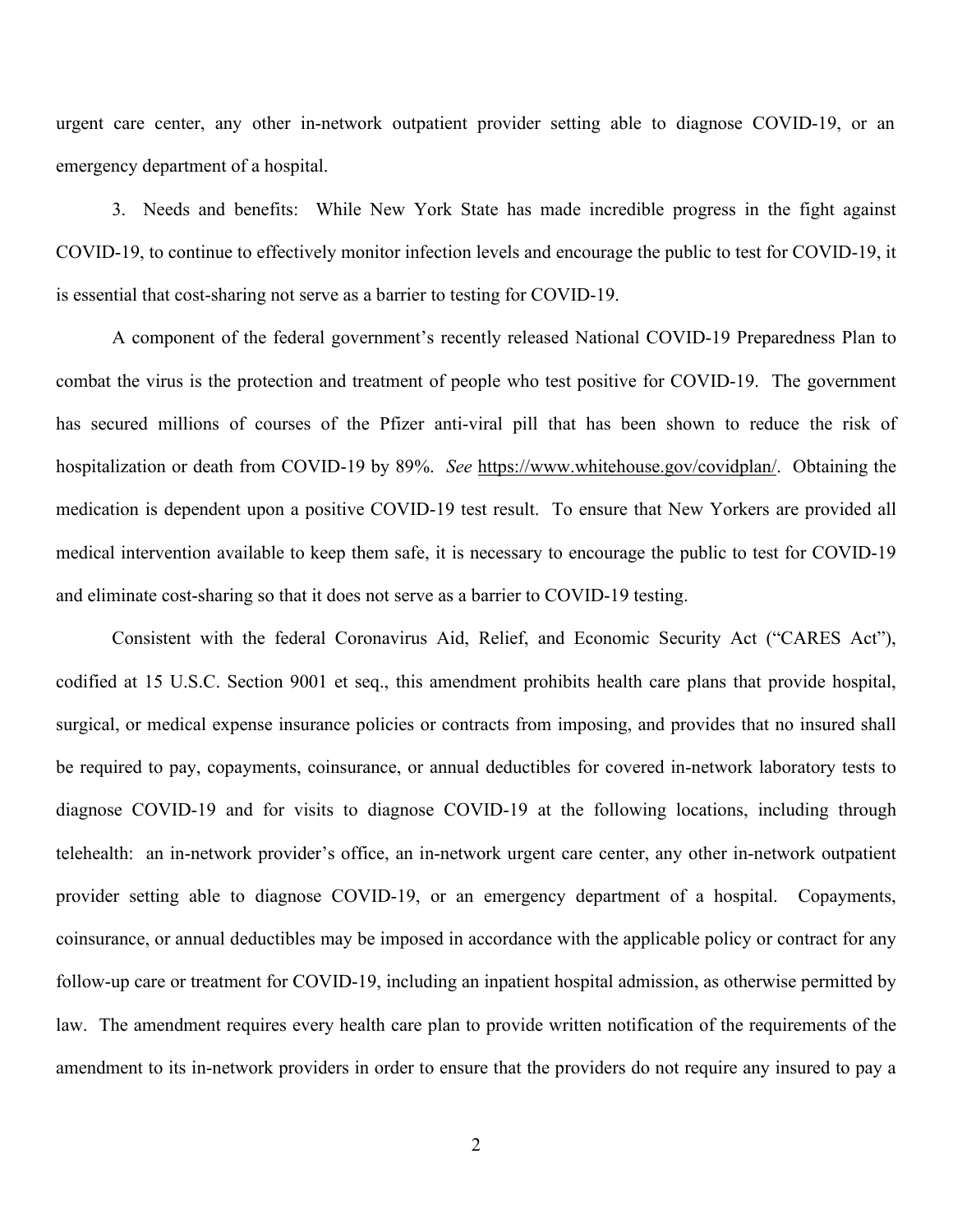urgent care center, any other in-network outpatient provider setting able to diagnose COVID-19, or an emergency department of a hospital.

3. Needs and benefits: While New York State has made incredible progress in the fight against COVID-19, to continue to effectively monitor infection levels and encourage the public to test for COVID-19, it is essential that cost-sharing not serve as a barrier to testing for COVID-19.

A component of the federal government's recently released National COVID-19 Preparedness Plan to combat the virus is the protection and treatment of people who test positive for COVID-19. The government has secured millions of courses of the Pfizer anti-viral pill that has been shown to reduce the risk of hospitalization or death from COVID-19 by 89%. *See* https://www.whitehouse.gov/covidplan/. Obtaining the medication is dependent upon a positive COVID-19 test result. To ensure that New Yorkers are provided all medical intervention available to keep them safe, it is necessary to encourage the public to test for COVID-19 and eliminate cost-sharing so that it does not serve as a barrier to COVID-19 testing.

Consistent with the federal Coronavirus Aid, Relief, and Economic Security Act ("CARES Act"), codified at 15 U.S.C. Section 9001 et seq., this amendment prohibits health care plans that provide hospital, surgical, or medical expense insurance policies or contracts from imposing, and provides that no insured shall be required to pay, copayments, coinsurance, or annual deductibles for covered in-network laboratory tests to diagnose COVID-19 and for visits to diagnose COVID-19 at the following locations, including through telehealth: an in-network provider's office, an in-network urgent care center, any other in-network outpatient provider setting able to diagnose COVID-19, or an emergency department of a hospital. Copayments, coinsurance, or annual deductibles may be imposed in accordance with the applicable policy or contract for any follow-up care or treatment for COVID-19, including an inpatient hospital admission, as otherwise permitted by law. The amendment requires every health care plan to provide written notification of the requirements of the amendment to its in-network providers in order to ensure that the providers do not require any insured to pay a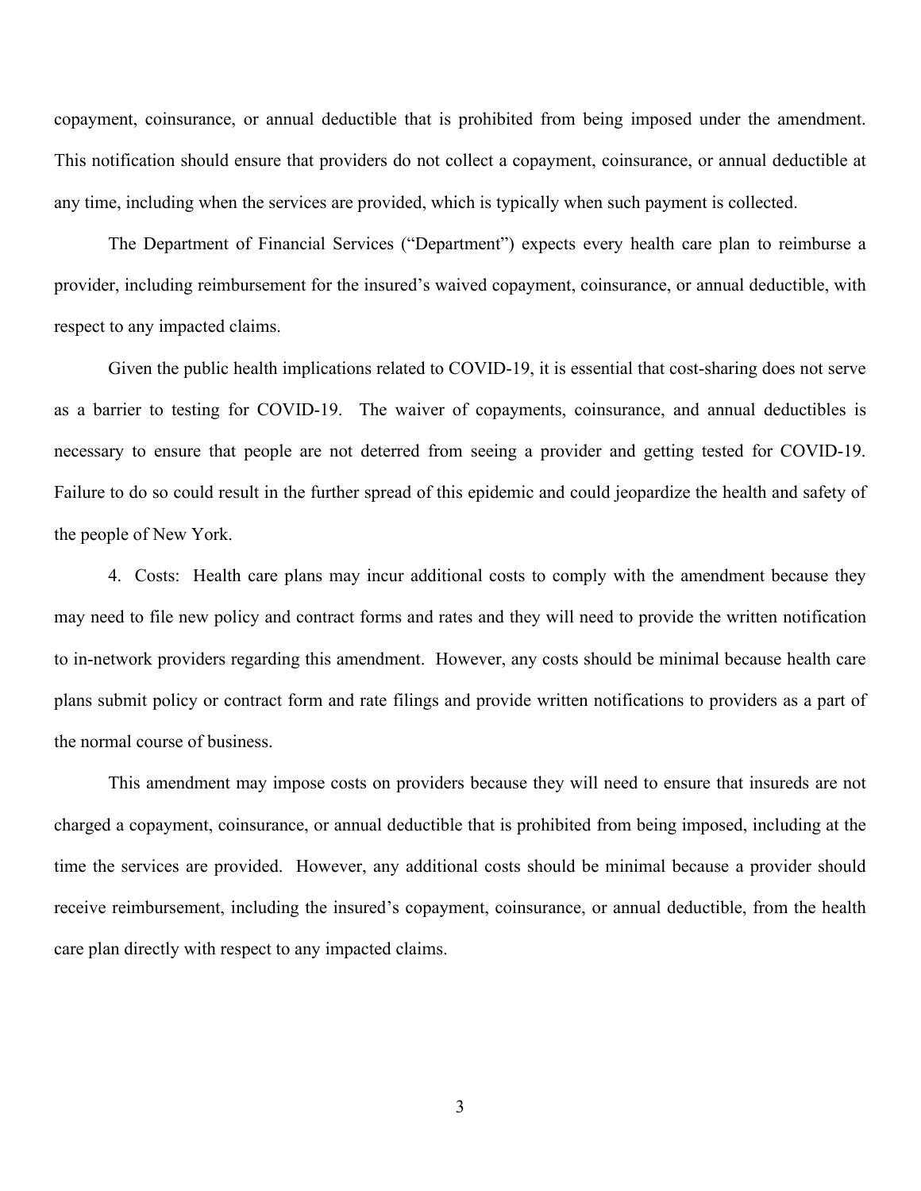copayment, coinsurance, or annual deductible that is prohibited from being imposed under the amendment. This notification should ensure that providers do not collect a copayment, coinsurance, or annual deductible at any time, including when the services are provided, which is typically when such payment is collected.

The Department of Financial Services ("Department") expects every health care plan to reimburse a provider, including reimbursement for the insured's waived copayment, coinsurance, or annual deductible, with respect to any impacted claims.

Given the public health implications related to COVID-19, it is essential that cost-sharing does not serve as a barrier to testing for COVID-19. The waiver of copayments, coinsurance, and annual deductibles is necessary to ensure that people are not deterred from seeing a provider and getting tested for COVID-19. Failure to do so could result in the further spread of this epidemic and could jeopardize the health and safety of the people of New York.

4. Costs: Health care plans may incur additional costs to comply with the amendment because they may need to file new policy and contract forms and rates and they will need to provide the written notification to in-network providers regarding this amendment. However, any costs should be minimal because health care plans submit policy or contract form and rate filings and provide written notifications to providers as a part of the normal course of business.

This amendment may impose costs on providers because they will need to ensure that insureds are not charged a copayment, coinsurance, or annual deductible that is prohibited from being imposed, including at the time the services are provided. However, any additional costs should be minimal because a provider should receive reimbursement, including the insured's copayment, coinsurance, or annual deductible, from the health care plan directly with respect to any impacted claims.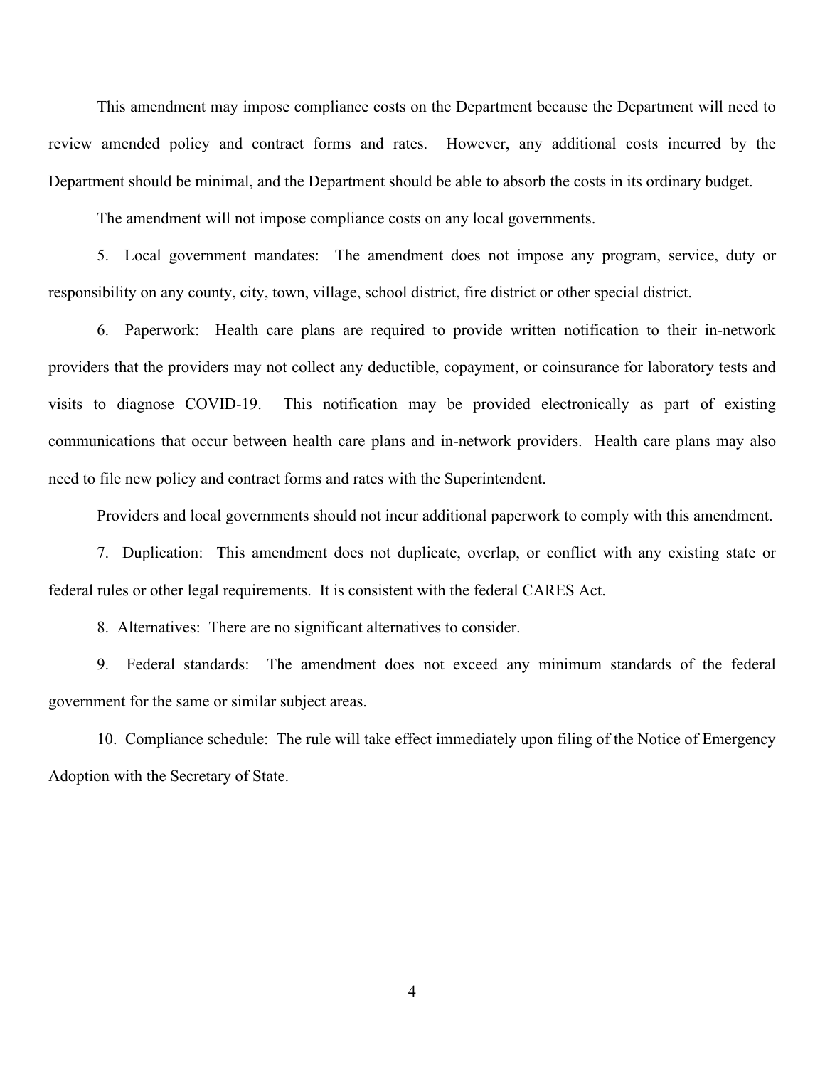This amendment may impose compliance costs on the Department because the Department will need to review amended policy and contract forms and rates. However, any additional costs incurred by the Department should be minimal, and the Department should be able to absorb the costs in its ordinary budget.

The amendment will not impose compliance costs on any local governments.

5. Local government mandates: The amendment does not impose any program, service, duty or responsibility on any county, city, town, village, school district, fire district or other special district.

6. Paperwork: Health care plans are required to provide written notification to their in-network providers that the providers may not collect any deductible, copayment, or coinsurance for laboratory tests and visits to diagnose COVID-19. This notification may be provided electronically as part of existing communications that occur between health care plans and in-network providers. Health care plans may also need to file new policy and contract forms and rates with the Superintendent.

Providers and local governments should not incur additional paperwork to comply with this amendment.

7. Duplication: This amendment does not duplicate, overlap, or conflict with any existing state or federal rules or other legal requirements. It is consistent with the federal CARES Act.

8. Alternatives: There are no significant alternatives to consider.

9. Federal standards: The amendment does not exceed any minimum standards of the federal government for the same or similar subject areas.

10. Compliance schedule: The rule will take effect immediately upon filing of the Notice of Emergency Adoption with the Secretary of State.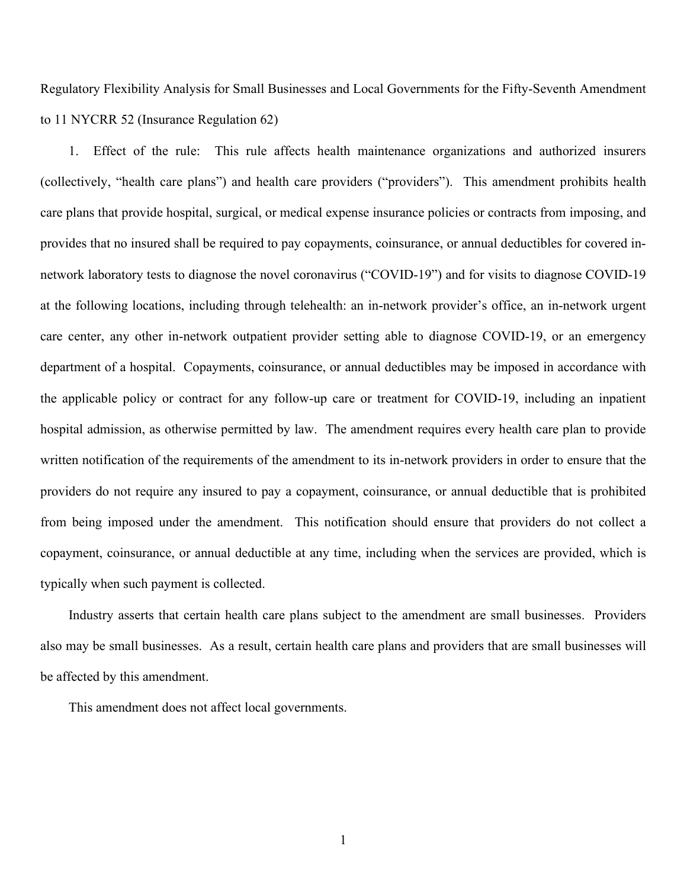Regulatory Flexibility Analysis for Small Businesses and Local Governments for the Fifty-Seventh Amendment to 11 NYCRR 52 (Insurance Regulation 62)

1. Effect of the rule: This rule affects health maintenance organizations and authorized insurers (collectively, "health care plans") and health care providers ("providers"). This amendment prohibits health care plans that provide hospital, surgical, or medical expense insurance policies or contracts from imposing, and provides that no insured shall be required to pay copayments, coinsurance, or annual deductibles for covered in-network laboratory tests to diagnose the novel coronavirus ("COVID-19") and for visits to diagnose COVID-19 at the following locations, including through telehealth: an in-network provider's office, an in-network urgent care center, any other in-network outpatient provider setting able to diagnose COVID-19, or an emergency department of a hospital. Copayments, coinsurance, or annual deductibles may be imposed in accordance with the applicable policy or contract for any follow-up care or treatment for COVID-19, including an inpatient hospital admission, as otherwise permitted by law. The amendment requires every health care plan to provide written notification of the requirements of the amendment to its in-network providers in order to ensure that the providers do not require any insured to pay a copayment, coinsurance, or annual deductible that is prohibited from being imposed under the amendment. This notification should ensure that providers do not collect a copayment, coinsurance, or annual deductible at any time, including when the services are provided, which is typically when such payment is collected.

Industry asserts that certain health care plans subject to the amendment are small businesses. Providers also may be small businesses. As a result, certain health care plans and providers that are small businesses will be affected by this amendment.

This amendment does not affect local governments.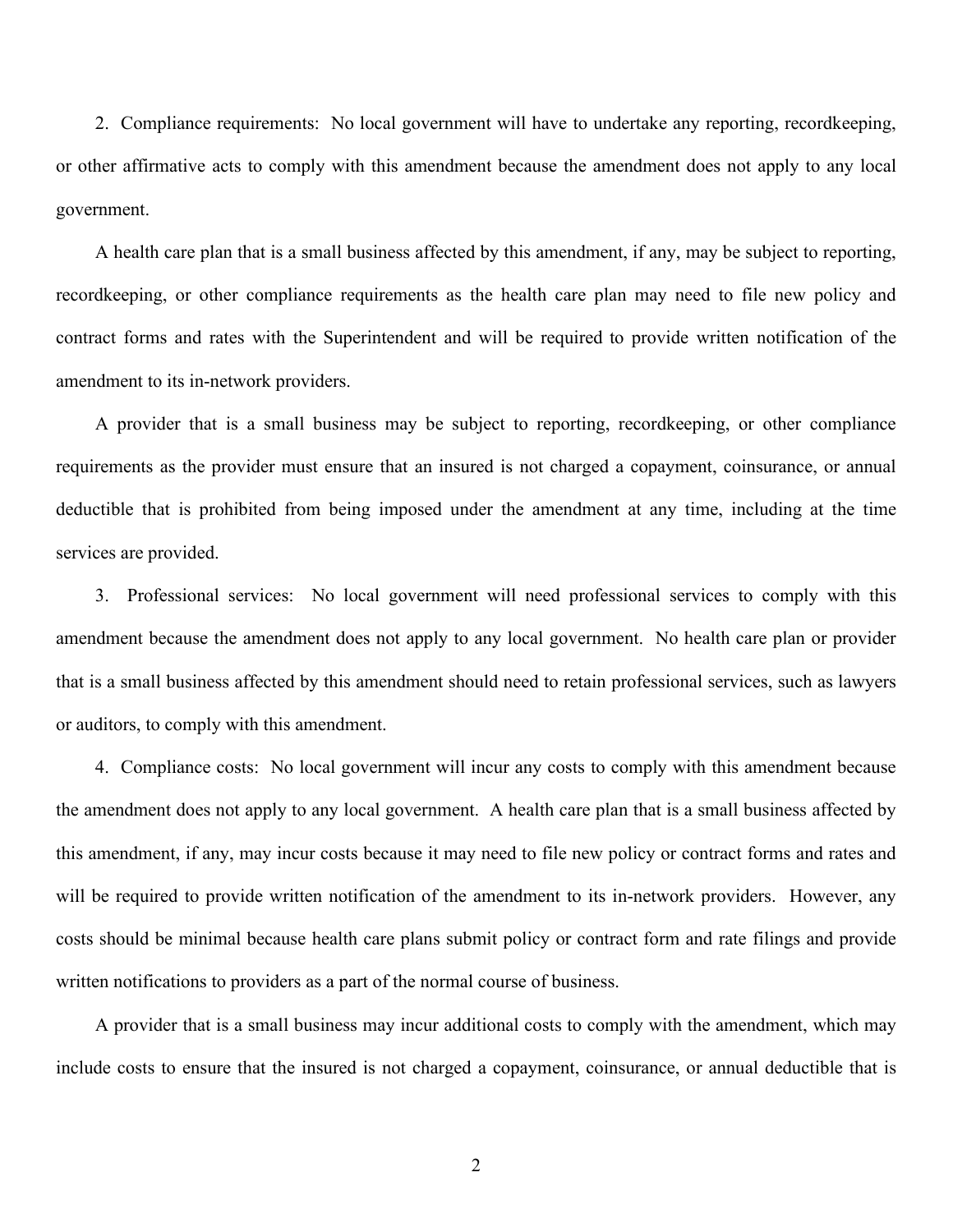2. Compliance requirements: No local government will have to undertake any reporting, recordkeeping, or other affirmative acts to comply with this amendment because the amendment does not apply to any local government.

A health care plan that is a small business affected by this amendment, if any, may be subject to reporting, recordkeeping, or other compliance requirements as the health care plan may need to file new policy and contract forms and rates with the Superintendent and will be required to provide written notification of the amendment to its in-network providers.

A provider that is a small business may be subject to reporting, recordkeeping, or other compliance requirements as the provider must ensure that an insured is not charged a copayment, coinsurance, or annual deductible that is prohibited from being imposed under the amendment at any time, including at the time services are provided.

3. Professional services: No local government will need professional services to comply with this amendment because the amendment does not apply to any local government. No health care plan or provider that is a small business affected by this amendment should need to retain professional services, such as lawyers or auditors, to comply with this amendment.

4. Compliance costs: No local government will incur any costs to comply with this amendment because the amendment does not apply to any local government. A health care plan that is a small business affected by this amendment, if any, may incur costs because it may need to file new policy or contract forms and rates and will be required to provide written notification of the amendment to its in-network providers. However, any costs should be minimal because health care plans submit policy or contract form and rate filings and provide written notifications to providers as a part of the normal course of business.

A provider that is a small business may incur additional costs to comply with the amendment, which may include costs to ensure that the insured is not charged a copayment, coinsurance, or annual deductible that is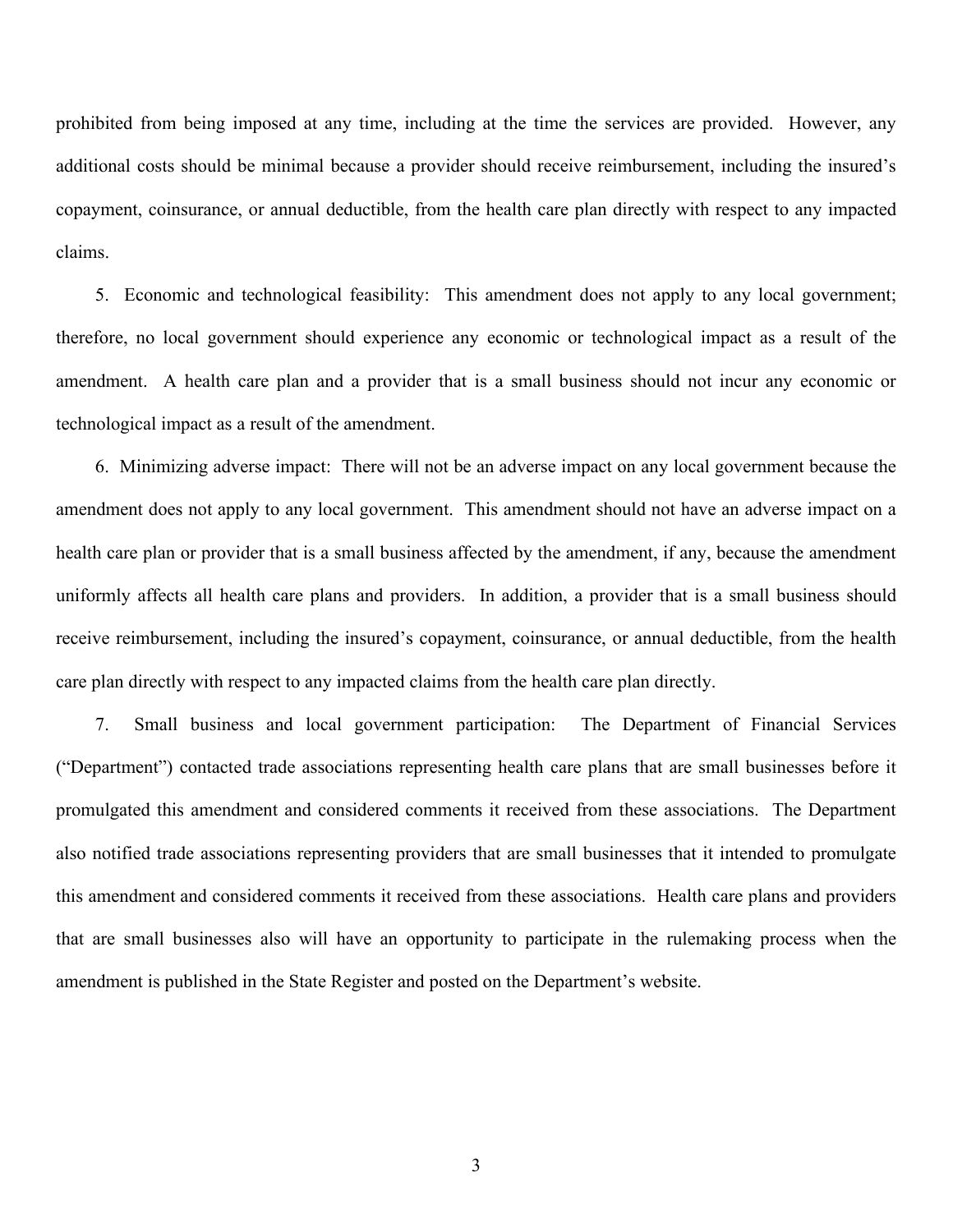prohibited from being imposed at any time, including at the time the services are provided. However, any additional costs should be minimal because a provider should receive reimbursement, including the insured's copayment, coinsurance, or annual deductible, from the health care plan directly with respect to any impacted claims.

5. Economic and technological feasibility: This amendment does not apply to any local government; therefore, no local government should experience any economic or technological impact as a result of the amendment. A health care plan and a provider that is a small business should not incur any economic or technological impact as a result of the amendment.

6. Minimizing adverse impact: There will not be an adverse impact on any local government because the amendment does not apply to any local government. This amendment should not have an adverse impact on a health care plan or provider that is a small business affected by the amendment, if any, because the amendment uniformly affects all health care plans and providers. In addition, a provider that is a small business should receive reimbursement, including the insured's copayment, coinsurance, or annual deductible, from the health care plan directly with respect to any impacted claims from the health care plan directly.

7. Small business and local government participation: The Department of Financial Services ("Department") contacted trade associations representing health care plans that are small businesses before it promulgated this amendment and considered comments it received from these associations. The Department also notified trade associations representing providers that are small businesses that it intended to promulgate this amendment and considered comments it received from these associations. Health care plans and providers that are small businesses also will have an opportunity to participate in the rulemaking process when the amendment is published in the State Register and posted on the Department's website.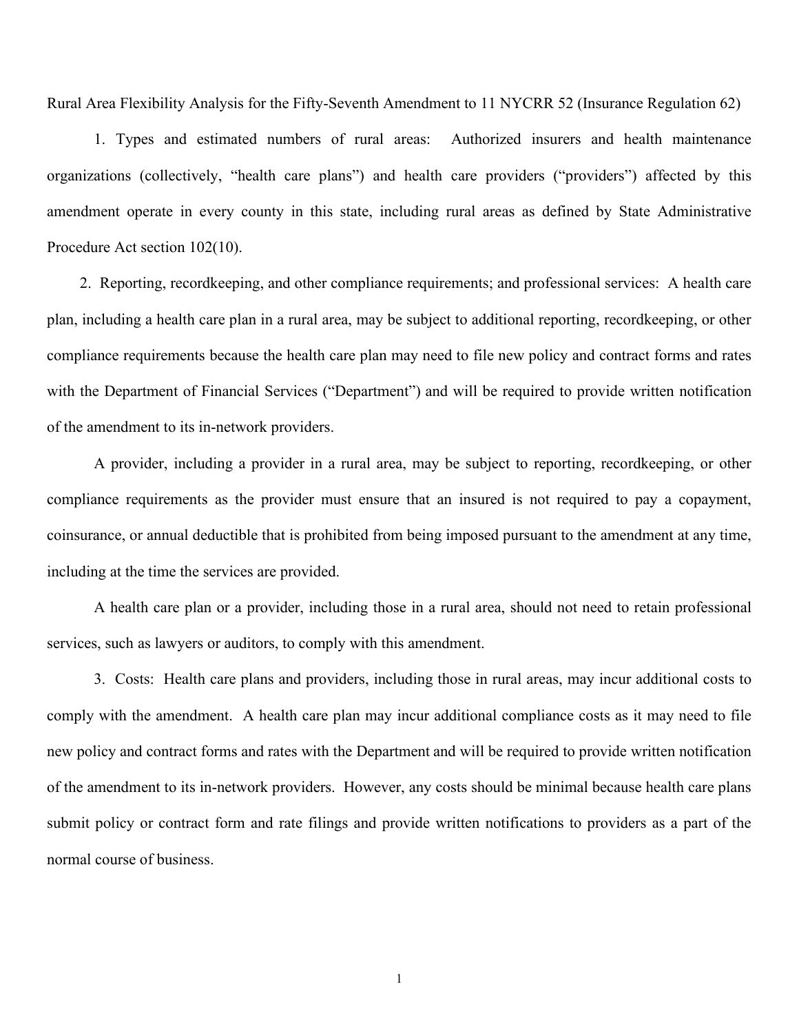Rural Area Flexibility Analysis for the Fifty-Seventh Amendment to 11 NYCRR 52 (Insurance Regulation 62)

1. Types and estimated numbers of rural areas: Authorized insurers and health maintenance organizations (collectively, "health care plans") and health care providers ("providers") affected by this amendment operate in every county in this state, including rural areas as defined by State Administrative Procedure Act section 102(10).

2. Reporting, recordkeeping, and other compliance requirements; and professional services: A health care plan, including a health care plan in a rural area, may be subject to additional reporting, recordkeeping, or other compliance requirements because the health care plan may need to file new policy and contract forms and rates with the Department of Financial Services ("Department") and will be required to provide written notification of the amendment to its in-network providers.

A provider, including a provider in a rural area, may be subject to reporting, recordkeeping, or other compliance requirements as the provider must ensure that an insured is not required to pay a copayment, coinsurance, or annual deductible that is prohibited from being imposed pursuant to the amendment at any time, including at the time the services are provided.

A health care plan or a provider, including those in a rural area, should not need to retain professional services, such as lawyers or auditors, to comply with this amendment.

3. Costs: Health care plans and providers, including those in rural areas, may incur additional costs to comply with the amendment. A health care plan may incur additional compliance costs as it may need to file new policy and contract forms and rates with the Department and will be required to provide written notification of the amendment to its in-network providers. However, any costs should be minimal because health care plans submit policy or contract form and rate filings and provide written notifications to providers as a part of the normal course of business.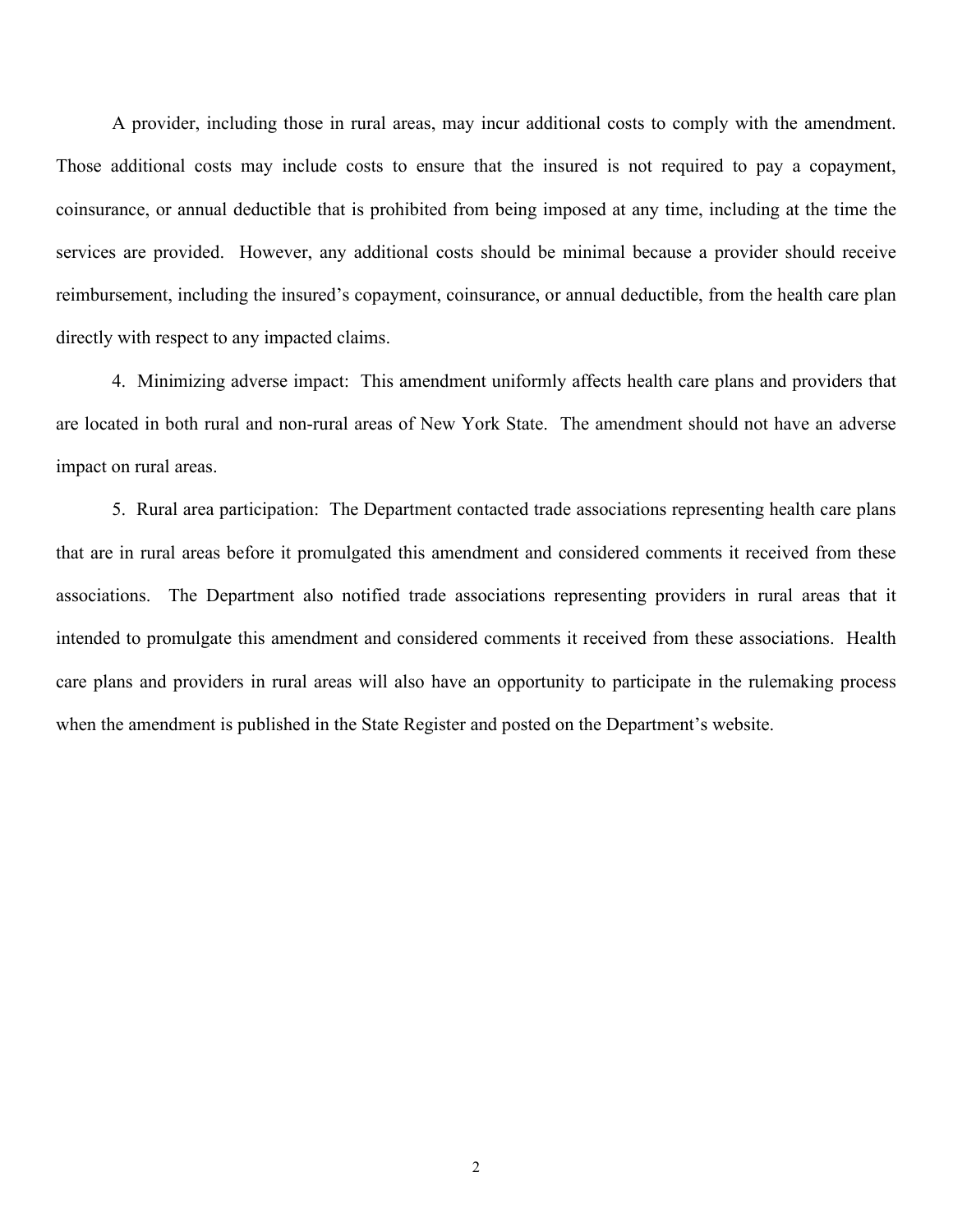A provider, including those in rural areas, may incur additional costs to comply with the amendment. Those additional costs may include costs to ensure that the insured is not required to pay a copayment, coinsurance, or annual deductible that is prohibited from being imposed at any time, including at the time the services are provided. However, any additional costs should be minimal because a provider should receive reimbursement, including the insured's copayment, coinsurance, or annual deductible, from the health care plan directly with respect to any impacted claims.

4. Minimizing adverse impact: This amendment uniformly affects health care plans and providers that are located in both rural and non-rural areas of New York State. The amendment should not have an adverse impact on rural areas.

5. Rural area participation: The Department contacted trade associations representing health care plans that are in rural areas before it promulgated this amendment and considered comments it received from these associations. The Department also notified trade associations representing providers in rural areas that it intended to promulgate this amendment and considered comments it received from these associations. Health care plans and providers in rural areas will also have an opportunity to participate in the rulemaking process when the amendment is published in the State Register and posted on the Department's website.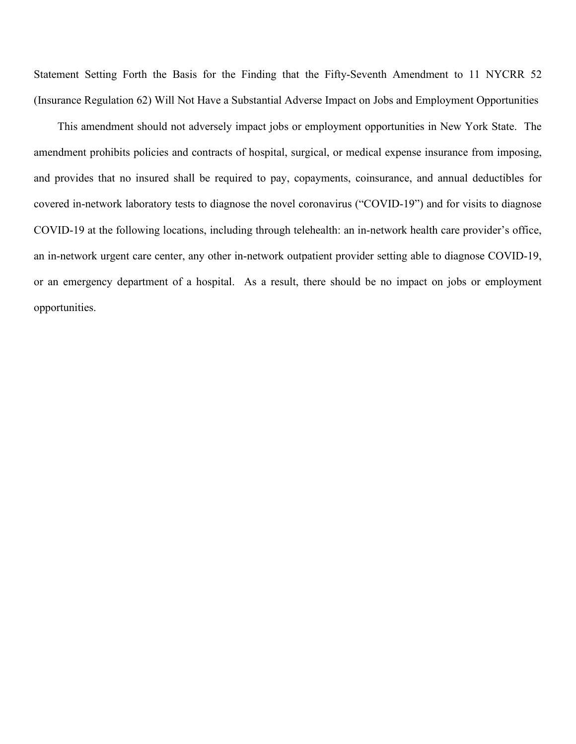Statement Setting Forth the Basis for the Finding that the Fifty-Seventh Amendment to 11 NYCRR 52 (Insurance Regulation 62) Will Not Have a Substantial Adverse Impact on Jobs and Employment Opportunities

This amendment should not adversely impact jobs or employment opportunities in New York State. The amendment prohibits policies and contracts of hospital, surgical, or medical expense insurance from imposing, and provides that no insured shall be required to pay, copayments, coinsurance, and annual deductibles for covered in-network laboratory tests to diagnose the novel coronavirus ("COVID-19") and for visits to diagnose COVID-19 at the following locations, including through telehealth: an in-network health care provider's office, an in-network urgent care center, any other in-network outpatient provider setting able to diagnose COVID-19, or an emergency department of a hospital. As a result, there should be no impact on jobs or employment opportunities.